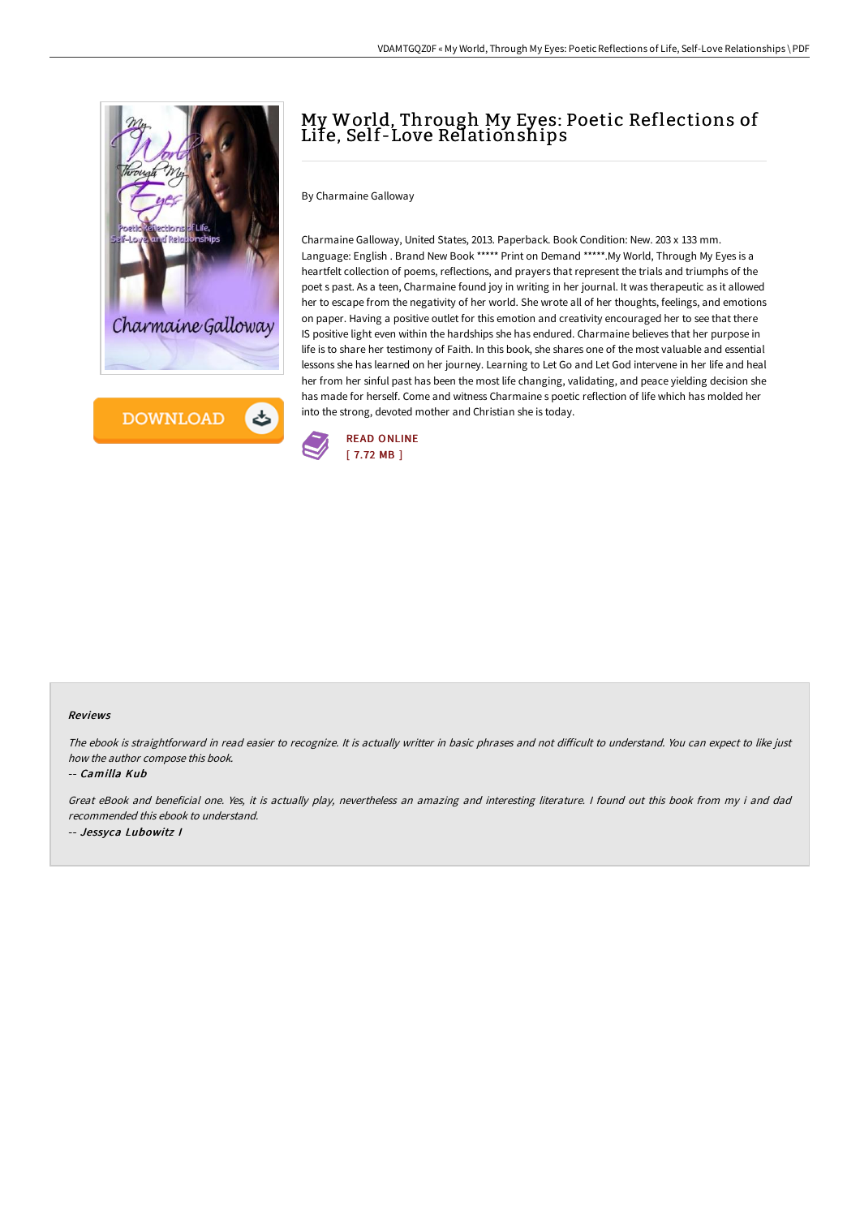# My World, Through My Eyes: Poetic Reflections of Life, Self-Love Relationships

By Charmaine Galloway

Charmaine Galloway, United States, 2013. Paperback. Book Condition: New. 203 x 133 mm. Language: English . Brand New Book ***** Print on Demand *****.My World, Through My Eyes is a heartfelt collection of poems, reflections, and prayers that represent the trials and triumphs of the poet s past. As a teen, Charmaine found joy in writing in her journal. It was therapeutic as it allowed her to escape from the negativity of her world. She wrote all of her thoughts, feelings, and emotions on paper. Having a positive outlet for this emotion and creativity encouraged her to see that there IS positive light even within the hardships she has endured. Charmaine believes that her purpose in life is to share her testimony of Faith. In this book, she shares one of the most valuable and essential lessons she has learned on her journey. Learning to Let Go and Let God intervene in her life and heal her from her sinful past has been the most life changing, validating, and peace yielding decision she has made for herself. Come and witness Charmaine s poetic reflection of life which has molded her into the strong, devoted mother and Christian she is today.

READ ONLINE
[ 7.72 MB ]

### Reviews

*The ebook is straightforward in read easier to recognize. It is actually writter in basic phrases and not difficult to understand. You can expect to like just how the author compose this book.*

-- *Camilla Kub*

*Great eBook and beneficial one. Yes, it is actually play, nevertheless an amazing and interesting literature. I found out this book from my i and dad recommended this ebook to understand.*

-- *Jessyca Lubowitz I*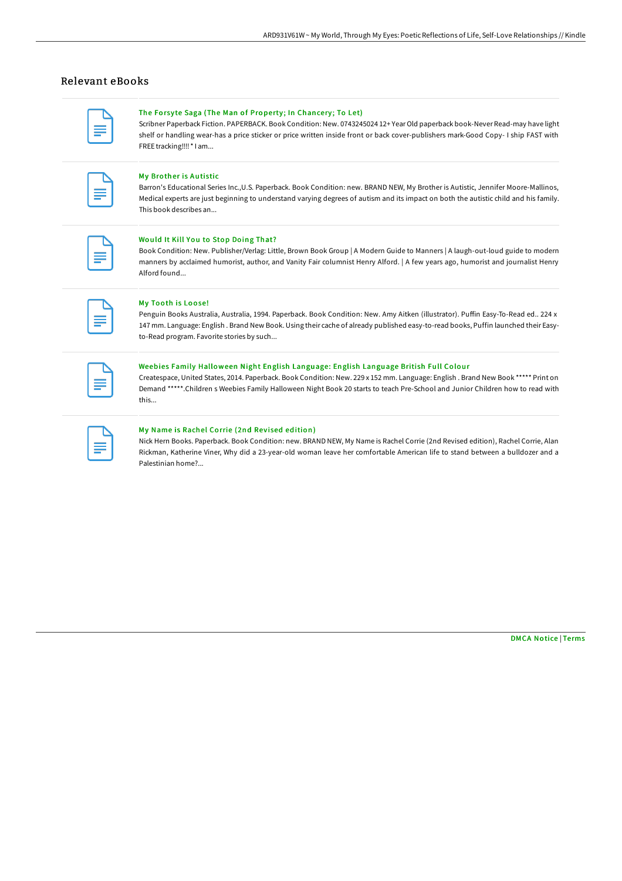## Relevant eBooks

### The Forsyte Saga (The Man of Property; In Chancery; To Let)

Scribner Paperback Fiction. PAPERBACK. Book Condition: New. 0743245024 12+ Year Old paperback book-Never Read-may have light shelf or handling wear-has a price sticker or price written inside front or back cover-publishers mark-Good Copy- I ship FAST with FREE tracking!!!! * I am...

### My Brother is Autistic

Barron's Educational Series Inc.,U.S. Paperback. Book Condition: new. BRAND NEW, My Brother is Autistic, Jennifer Moore-Mallinos, Medical experts are just beginning to understand varying degrees of autism and its impact on both the autistic child and his family. This book describes an...

### Would It Kill You to Stop Doing That?

Book Condition: New. Publisher/Verlag: Little, Brown Book Group | A Modern Guide to Manners | A laugh-out-loud guide to modern manners by acclaimed humorist, author, and Vanity Fair columnist Henry Alford. | A few years ago, humorist and journalist Henry Alford found...

### My Tooth is Loose!

Penguin Books Australia, Australia, 1994. Paperback. Book Condition: New. Amy Aitken (illustrator). Puffin Easy-To-Read ed.. 224 x 147 mm. Language: English . Brand New Book. Using their cache of already published easy-to-read books, Puffin launched their Easy-to-Read program. Favorite stories by such...

### Weebies Family Halloween Night English Language: English Language British Full Colour

Createspace, United States, 2014. Paperback. Book Condition: New. 229 x 152 mm. Language: English . Brand New Book ***** Print on Demand *****.Children s Weebies Family Halloween Night Book 20 starts to teach Pre-School and Junior Children how to read with this...

### My Name is Rachel Corrie (2nd Revised edition)

Nick Hern Books. Paperback. Book Condition: new. BRAND NEW, My Name is Rachel Corrie (2nd Revised edition), Rachel Corrie, Alan Rickman, Katherine Viner, Why did a 23-year-old woman leave her comfortable American life to stand between a bulldozer and a Palestinian home?...

DMCA Notice | Terms